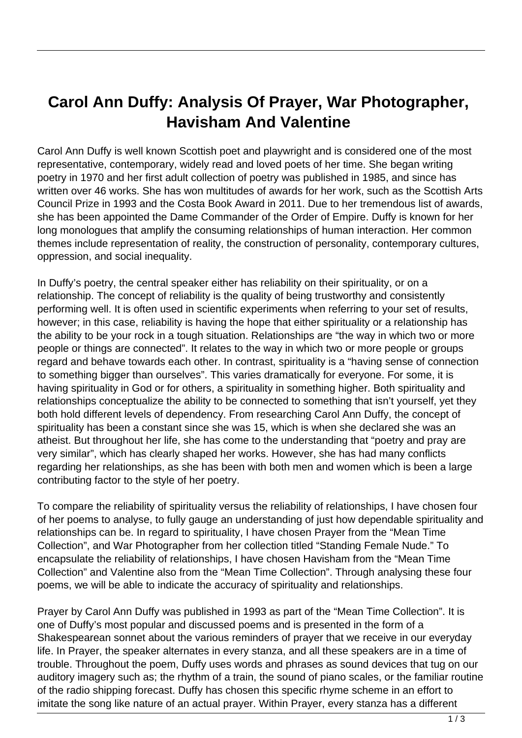# Carol Ann Duffy: Analysis Of Prayer, War Photographer, Havisham And Valentine

Carol Ann Duffy is well known Scottish poet and playwright and is considered one of the most representative, contemporary, widely read and loved poets of her time. She began writing poetry in 1970 and her first adult collection of poetry was published in 1985, and since has written over 46 works. She has won multitudes of awards for her work, such as the Scottish Arts Council Prize in 1993 and the Costa Book Award in 2011. Due to her tremendous list of awards, she has been appointed the Dame Commander of the Order of Empire. Duffy is known for her long monologues that amplify the consuming relationships of human interaction. Her common themes include representation of reality, the construction of personality, contemporary cultures, oppression, and social inequality.

In Duffy's poetry, the central speaker either has reliability on their spirituality, or on a relationship. The concept of reliability is the quality of being trustworthy and consistently performing well. It is often used in scientific experiments when referring to your set of results, however; in this case, reliability is having the hope that either spirituality or a relationship has the ability to be your rock in a tough situation. Relationships are "the way in which two or more people or things are connected". It relates to the way in which two or more people or groups regard and behave towards each other. In contrast, spirituality is a "having sense of connection to something bigger than ourselves". This varies dramatically for everyone. For some, it is having spirituality in God or for others, a spirituality in something higher. Both spirituality and relationships conceptualize the ability to be connected to something that isn't yourself, yet they both hold different levels of dependency. From researching Carol Ann Duffy, the concept of spirituality has been a constant since she was 15, which is when she declared she was an atheist. But throughout her life, she has come to the understanding that "poetry and pray are very similar", which has clearly shaped her works. However, she has had many conflicts regarding her relationships, as she has been with both men and women which is been a large contributing factor to the style of her poetry.

To compare the reliability of spirituality versus the reliability of relationships, I have chosen four of her poems to analyse, to fully gauge an understanding of just how dependable spirituality and relationships can be. In regard to spirituality, I have chosen Prayer from the "Mean Time Collection", and War Photographer from her collection titled "Standing Female Nude." To encapsulate the reliability of relationships, I have chosen Havisham from the "Mean Time Collection" and Valentine also from the "Mean Time Collection". Through analysing these four poems, we will be able to indicate the accuracy of spirituality and relationships.

Prayer by Carol Ann Duffy was published in 1993 as part of the "Mean Time Collection". It is one of Duffy's most popular and discussed poems and is presented in the form of a Shakespearean sonnet about the various reminders of prayer that we receive in our everyday life. In Prayer, the speaker alternates in every stanza, and all these speakers are in a time of trouble. Throughout the poem, Duffy uses words and phrases as sound devices that tug on our auditory imagery such as; the rhythm of a train, the sound of piano scales, or the familiar routine of the radio shipping forecast. Duffy has chosen this specific rhyme scheme in an effort to imitate the song like nature of an actual prayer. Within Prayer, every stanza has a different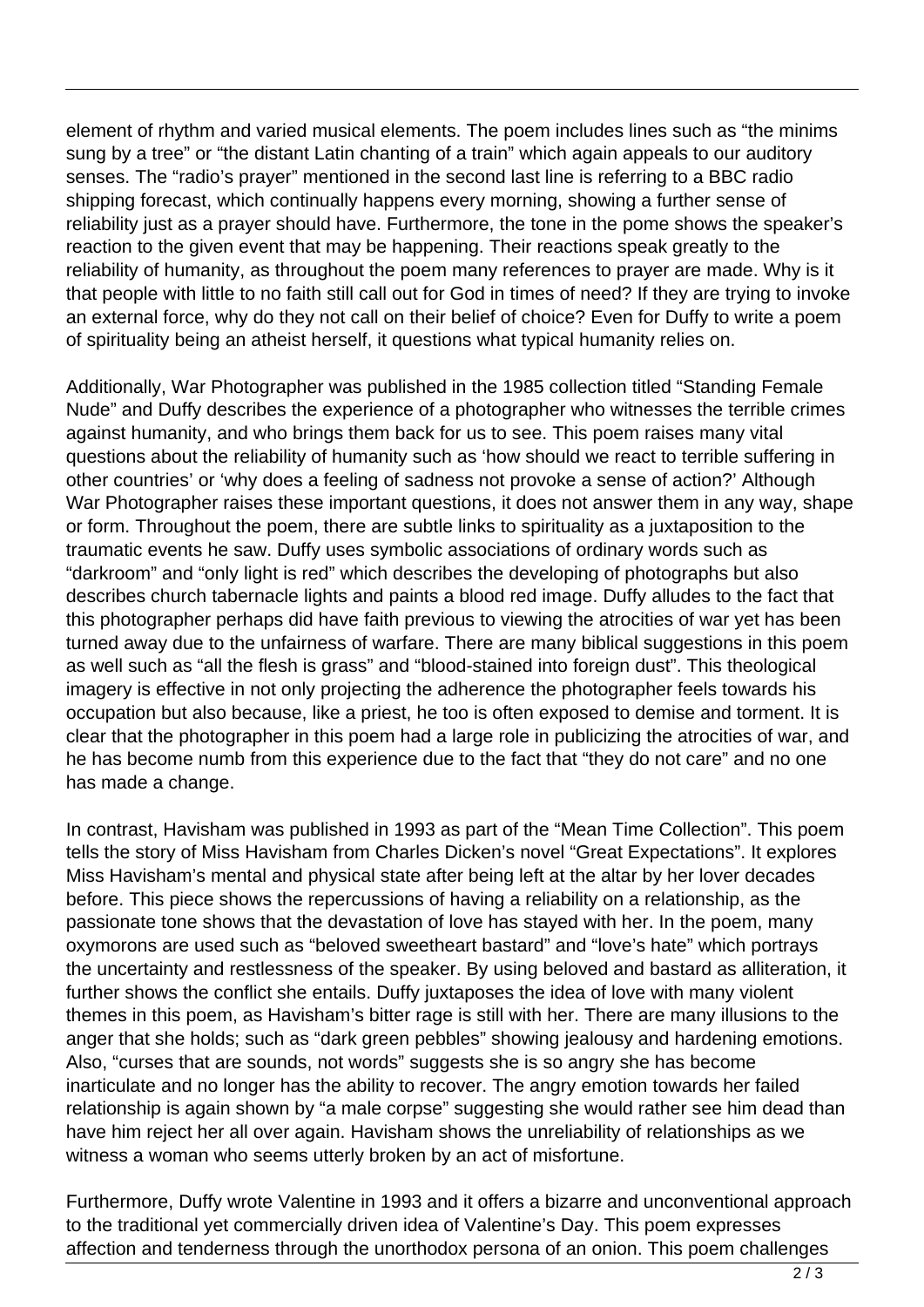element of rhythm and varied musical elements. The poem includes lines such as “the minims sung by a tree” or “the distant Latin chanting of a train” which again appeals to our auditory senses. The “radio’s prayer” mentioned in the second last line is referring to a BBC radio shipping forecast, which continually happens every morning, showing a further sense of reliability just as a prayer should have. Furthermore, the tone in the pome shows the speaker’s reaction to the given event that may be happening. Their reactions speak greatly to the reliability of humanity, as throughout the poem many references to prayer are made. Why is it that people with little to no faith still call out for God in times of need? If they are trying to invoke an external force, why do they not call on their belief of choice? Even for Duffy to write a poem of spirituality being an atheist herself, it questions what typical humanity relies on.

Additionally, War Photographer was published in the 1985 collection titled “Standing Female Nude” and Duffy describes the experience of a photographer who witnesses the terrible crimes against humanity, and who brings them back for us to see. This poem raises many vital questions about the reliability of humanity such as ‘how should we react to terrible suffering in other countries’ or ‘why does a feeling of sadness not provoke a sense of action?’ Although War Photographer raises these important questions, it does not answer them in any way, shape or form. Throughout the poem, there are subtle links to spirituality as a juxtaposition to the traumatic events he saw. Duffy uses symbolic associations of ordinary words such as “darkroom” and “only light is red” which describes the developing of photographs but also describes church tabernacle lights and paints a blood red image. Duffy alludes to the fact that this photographer perhaps did have faith previous to viewing the atrocities of war yet has been turned away due to the unfairness of warfare. There are many biblical suggestions in this poem as well such as “all the flesh is grass” and “blood-stained into foreign dust”. This theological imagery is effective in not only projecting the adherence the photographer feels towards his occupation but also because, like a priest, he too is often exposed to demise and torment. It is clear that the photographer in this poem had a large role in publicizing the atrocities of war, and he has become numb from this experience due to the fact that “they do not care” and no one has made a change.

In contrast, Havisham was published in 1993 as part of the “Mean Time Collection”. This poem tells the story of Miss Havisham from Charles Dicken’s novel “Great Expectations”. It explores Miss Havisham’s mental and physical state after being left at the altar by her lover decades before. This piece shows the repercussions of having a reliability on a relationship, as the passionate tone shows that the devastation of love has stayed with her. In the poem, many oxymorons are used such as “beloved sweetheart bastard” and “love’s hate” which portrays the uncertainty and restlessness of the speaker. By using beloved and bastard as alliteration, it further shows the conflict she entails. Duffy juxtaposes the idea of love with many violent themes in this poem, as Havisham’s bitter rage is still with her. There are many illusions to the anger that she holds; such as “dark green pebbles” showing jealousy and hardening emotions. Also, “curses that are sounds, not words” suggests she is so angry she has become inarticulate and no longer has the ability to recover. The angry emotion towards her failed relationship is again shown by “a male corpse” suggesting she would rather see him dead than have him reject her all over again. Havisham shows the unreliability of relationships as we witness a woman who seems utterly broken by an act of misfortune.

Furthermore, Duffy wrote Valentine in 1993 and it offers a bizarre and unconventional approach to the traditional yet commercially driven idea of Valentine’s Day. This poem expresses affection and tenderness through the unorthodox persona of an onion. This poem challenges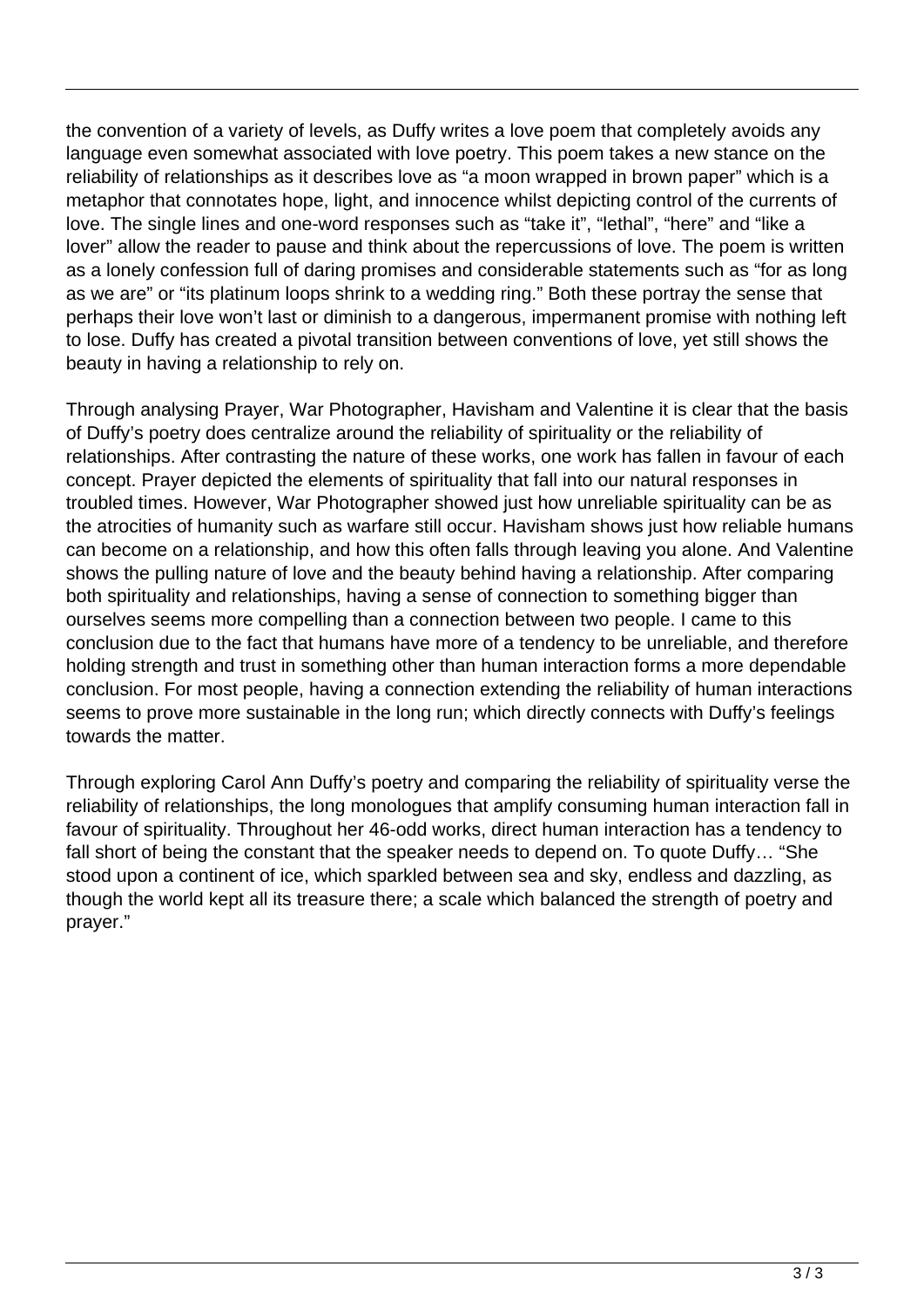the convention of a variety of levels, as Duffy writes a love poem that completely avoids any language even somewhat associated with love poetry. This poem takes a new stance on the reliability of relationships as it describes love as "a moon wrapped in brown paper" which is a metaphor that connotates hope, light, and innocence whilst depicting control of the currents of love. The single lines and one-word responses such as "take it", "lethal", "here" and "like a lover" allow the reader to pause and think about the repercussions of love. The poem is written as a lonely confession full of daring promises and considerable statements such as "for as long as we are" or "its platinum loops shrink to a wedding ring." Both these portray the sense that perhaps their love won't last or diminish to a dangerous, impermanent promise with nothing left to lose. Duffy has created a pivotal transition between conventions of love, yet still shows the beauty in having a relationship to rely on.

Through analysing Prayer, War Photographer, Havisham and Valentine it is clear that the basis of Duffy's poetry does centralize around the reliability of spirituality or the reliability of relationships. After contrasting the nature of these works, one work has fallen in favour of each concept. Prayer depicted the elements of spirituality that fall into our natural responses in troubled times. However, War Photographer showed just how unreliable spirituality can be as the atrocities of humanity such as warfare still occur. Havisham shows just how reliable humans can become on a relationship, and how this often falls through leaving you alone. And Valentine shows the pulling nature of love and the beauty behind having a relationship. After comparing both spirituality and relationships, having a sense of connection to something bigger than ourselves seems more compelling than a connection between two people. I came to this conclusion due to the fact that humans have more of a tendency to be unreliable, and therefore holding strength and trust in something other than human interaction forms a more dependable conclusion. For most people, having a connection extending the reliability of human interactions seems to prove more sustainable in the long run; which directly connects with Duffy's feelings towards the matter.

Through exploring Carol Ann Duffy's poetry and comparing the reliability of spirituality verse the reliability of relationships, the long monologues that amplify consuming human interaction fall in favour of spirituality. Throughout her 46-odd works, direct human interaction has a tendency to fall short of being the constant that the speaker needs to depend on. To quote Duffy… "She stood upon a continent of ice, which sparkled between sea and sky, endless and dazzling, as though the world kept all its treasure there; a scale which balanced the strength of poetry and prayer."